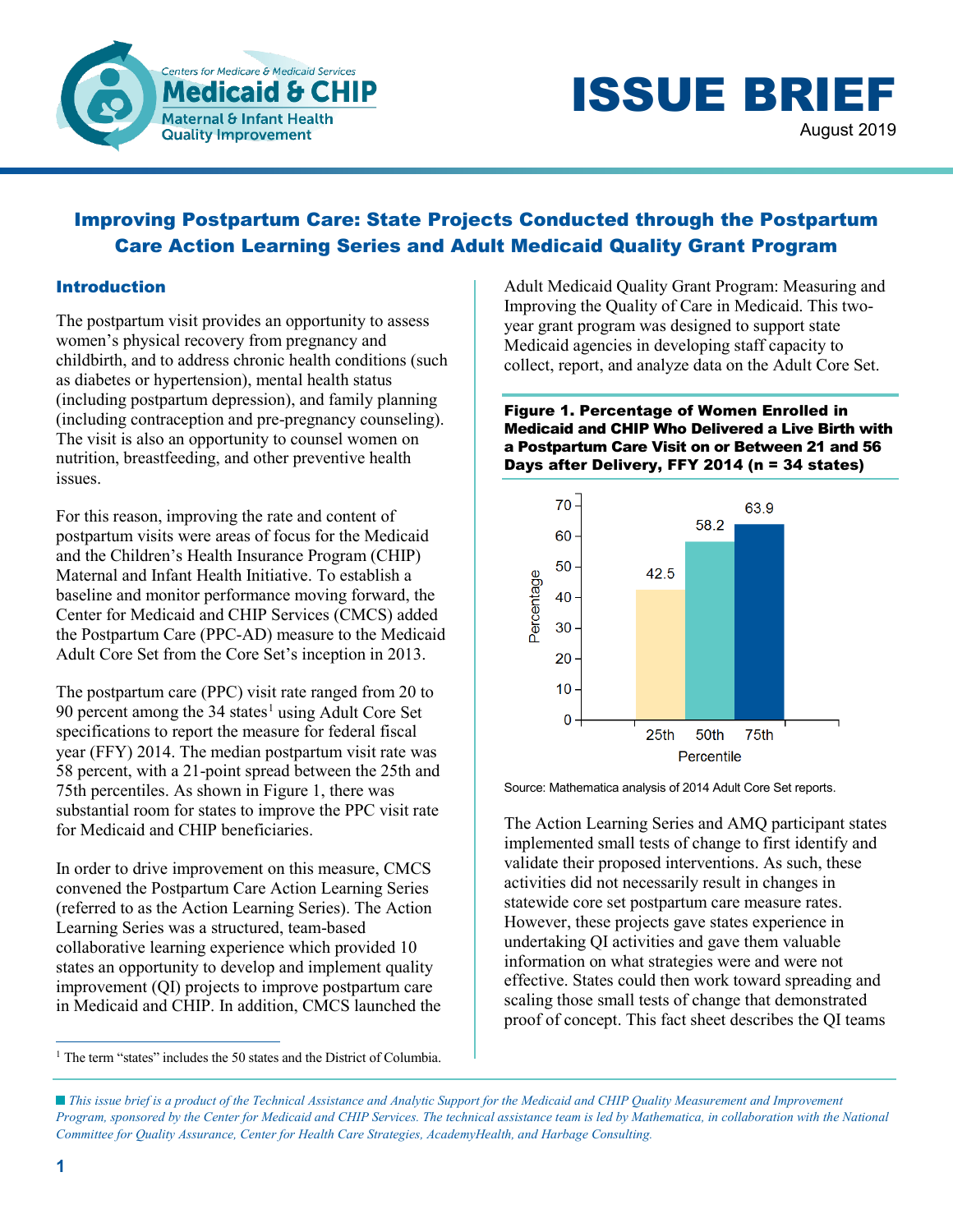Centers for Medicare & Medicaid Services
**Medicaid & CHIP**
Maternal & Infant Health Quality Improvement

# ISSUE BRIEF

August 2019

## Improving Postpartum Care: State Projects Conducted through the Postpartum Care Action Learning Series and Adult Medicaid Quality Grant Program

### Introduction

The postpartum visit provides an opportunity to assess women's physical recovery from pregnancy and childbirth, and to address chronic health conditions (such as diabetes or hypertension), mental health status (including postpartum depression), and family planning (including contraception and pre-pregnancy counseling). The visit is also an opportunity to counsel women on nutrition, breastfeeding, and other preventive health issues.

For this reason, improving the rate and content of postpartum visits were areas of focus for the Medicaid and the Children's Health Insurance Program (CHIP) Maternal and Infant Health Initiative. To establish a baseline and monitor performance moving forward, the Center for Medicaid and CHIP Services (CMCS) added the Postpartum Care (PPC-AD) measure to the Medicaid Adult Core Set from the Core Set's inception in 2013.

The postpartum care (PPC) visit rate ranged from 20 to 90 percent among the 34 states[1] using Adult Core Set specifications to report the measure for federal fiscal year (FFY) 2014. The median postpartum visit rate was 58 percent, with a 21-point spread between the 25th and 75th percentiles. As shown in Figure 1, there was substantial room for states to improve the PPC visit rate for Medicaid and CHIP beneficiaries.

In order to drive improvement on this measure, CMCS convened the Postpartum Care Action Learning Series (referred to as the Action Learning Series). The Action Learning Series was a structured, team-based collaborative learning experience which provided 10 states an opportunity to develop and implement quality improvement (QI) projects to improve postpartum care in Medicaid and CHIP. In addition, CMCS launched the Adult Medicaid Quality Grant Program: Measuring and Improving the Quality of Care in Medicaid. This two-year grant program was designed to support state Medicaid agencies in developing staff capacity to collect, report, and analyze data on the Adult Core Set.

**Figure 1. Percentage of Women Enrolled in Medicaid and CHIP Who Delivered a Live Birth with a Postpartum Care Visit on or Between 21 and 56 Days after Delivery, FFY 2014 (n = 34 states)**

| Percentile | Percentage |
|---|---|
| 25th | 42.5 |
| 50th | 58.2 |
| 75th | 63.9 |

Source: Mathematica analysis of 2014 Adult Core Set reports.

The Action Learning Series and AMQ participant states implemented small tests of change to first identify and validate their proposed interventions. As such, these activities did not necessarily result in changes in statewide core set postpartum care measure rates. However, these projects gave states experience in undertaking QI activities and gave them valuable information on what strategies were and were not effective. States could then work toward spreading and scaling those small tests of change that demonstrated proof of concept. This fact sheet describes the QI teams

[1] The term "states" includes the 50 states and the District of Columbia.

*This issue brief is a product of the Technical Assistance and Analytic Support for the Medicaid and CHIP Quality Measurement and Improvement Program, sponsored by the Center for Medicaid and CHIP Services. The technical assistance team is led by Mathematica, in collaboration with the National Committee for Quality Assurance, Center for Health Care Strategies, AcademyHealth, and Harbage Consulting.*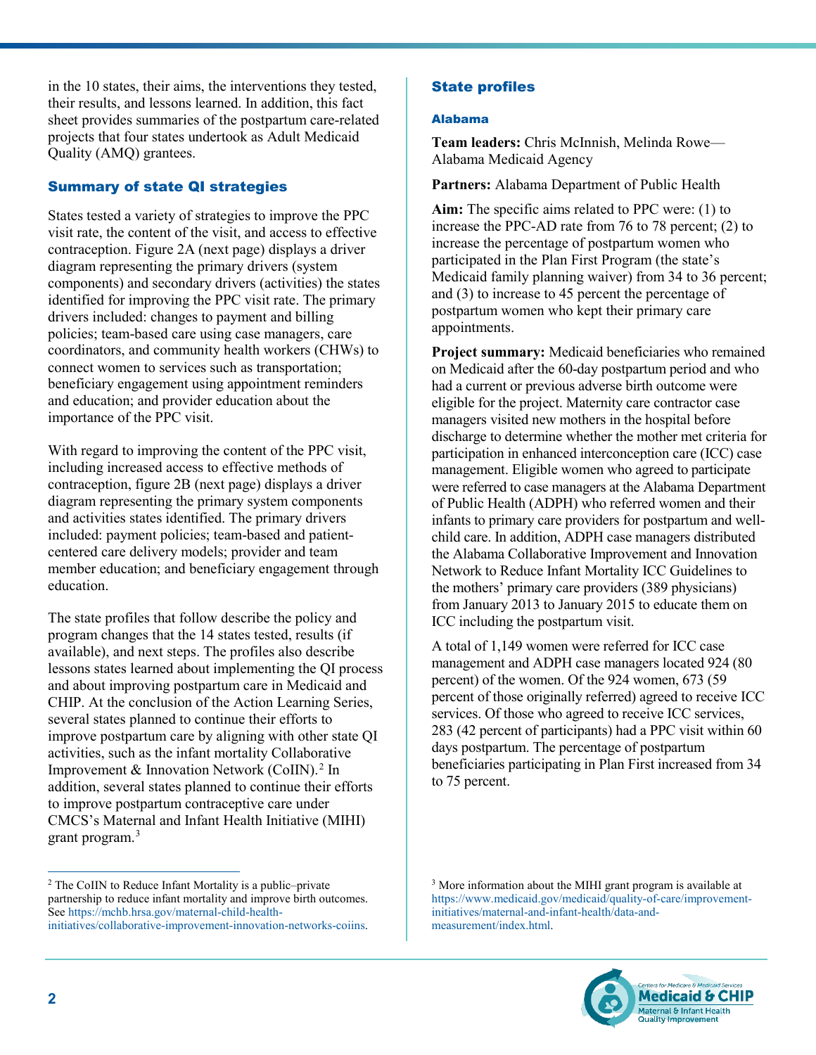in the 10 states, their aims, the interventions they tested, their results, and lessons learned. In addition, this fact sheet provides summaries of the postpartum care-related projects that four states undertook as Adult Medicaid Quality (AMQ) grantees.

### Summary of state QI strategies

States tested a variety of strategies to improve the PPC visit rate, the content of the visit, and access to effective contraception. Figure 2A (next page) displays a driver diagram representing the primary drivers (system components) and secondary drivers (activities) the states identified for improving the PPC visit rate. The primary drivers included: changes to payment and billing policies; team-based care using case managers, care coordinators, and community health workers (CHWs) to connect women to services such as transportation; beneficiary engagement using appointment reminders and education; and provider education about the importance of the PPC visit.

With regard to improving the content of the PPC visit, including increased access to effective methods of contraception, figure 2B (next page) displays a driver diagram representing the primary system components and activities states identified. The primary drivers included: payment policies; team-based and patient-centered care delivery models; provider and team member education; and beneficiary engagement through education.

The state profiles that follow describe the policy and program changes that the 14 states tested, results (if available), and next steps. The profiles also describe lessons states learned about implementing the QI process and about improving postpartum care in Medicaid and CHIP. At the conclusion of the Action Learning Series, several states planned to continue their efforts to improve postpartum care by aligning with other state QI activities, such as the infant mortality Collaborative Improvement & Innovation Network (CoIIN).[2] In addition, several states planned to continue their efforts to improve postpartum contraceptive care under CMCS's Maternal and Infant Health Initiative (MIHI) grant program.[3]

[2] The CoIIN to Reduce Infant Mortality is a public–private partnership to reduce infant mortality and improve birth outcomes. See https://mchb.hrsa.gov/maternal-child-health-initiatives/collaborative-improvement-innovation-networks-coiins.

### State profiles

#### Alabama

**Team leaders:** Chris McInnish, Melinda Rowe—Alabama Medicaid Agency

**Partners:** Alabama Department of Public Health

**Aim:** The specific aims related to PPC were: (1) to increase the PPC-AD rate from 76 to 78 percent; (2) to increase the percentage of postpartum women who participated in the Plan First Program (the state's Medicaid family planning waiver) from 34 to 36 percent; and (3) to increase to 45 percent the percentage of postpartum women who kept their primary care appointments.

**Project summary:** Medicaid beneficiaries who remained on Medicaid after the 60-day postpartum period and who had a current or previous adverse birth outcome were eligible for the project. Maternity care contractor case managers visited new mothers in the hospital before discharge to determine whether the mother met criteria for participation in enhanced interconception care (ICC) case management. Eligible women who agreed to participate were referred to case managers at the Alabama Department of Public Health (ADPH) who referred women and their infants to primary care providers for postpartum and well-child care. In addition, ADPH case managers distributed the Alabama Collaborative Improvement and Innovation Network to Reduce Infant Mortality ICC Guidelines to the mothers' primary care providers (389 physicians) from January 2013 to January 2015 to educate them on ICC including the postpartum visit.

A total of 1,149 women were referred for ICC case management and ADPH case managers located 924 (80 percent) of the women. Of the 924 women, 673 (59 percent of those originally referred) agreed to receive ICC services. Of those who agreed to receive ICC services, 283 (42 percent of participants) had a PPC visit within 60 days postpartum. The percentage of postpartum beneficiaries participating in Plan First increased from 34 to 75 percent.

[3] More information about the MIHI grant program is available at https://www.medicaid.gov/medicaid/quality-of-care/improvement-initiatives/maternal-and-infant-health/data-and-measurement/index.html.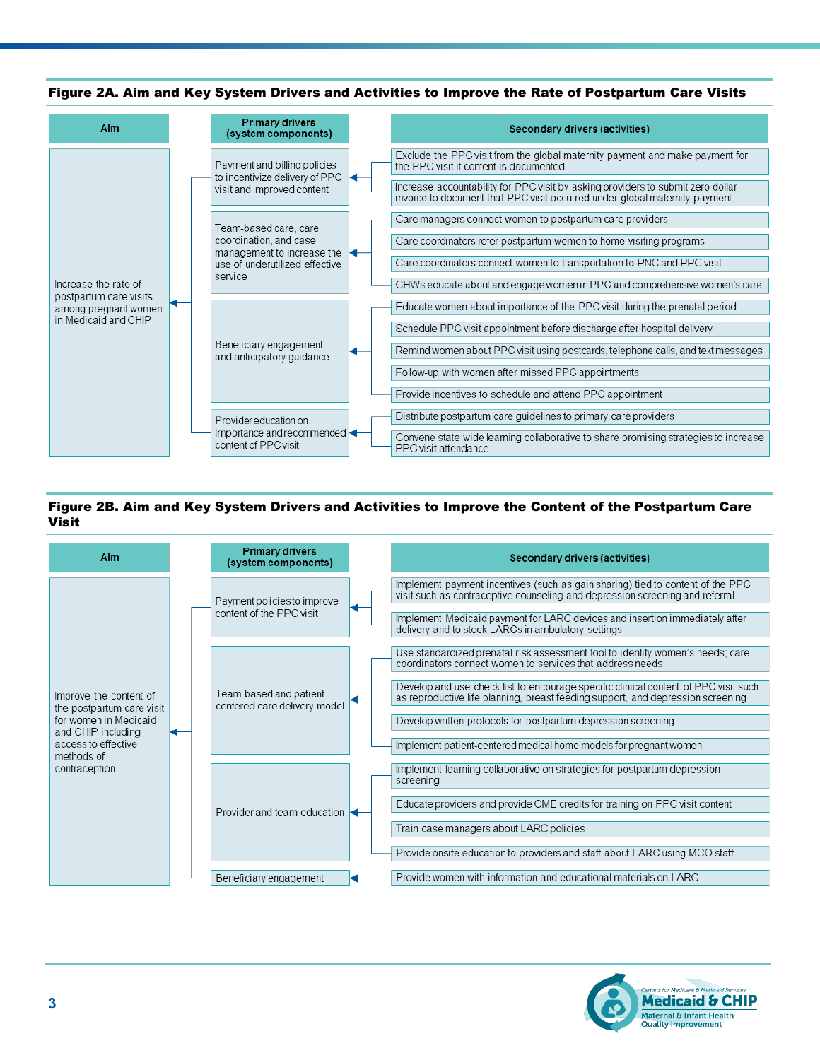**Figure 2A. Aim and Key System Drivers and Activities to Improve the Rate of Postpartum Care Visits**

| Aim | Primary drivers (system components) | Secondary drivers (activities) |
| --- | --- | --- |
| Increase the rate of postpartum care visits among pregnant women in Medicaid and CHIP | Payment and billing policies to incentivize delivery of PPC visit and improved content | Exclude the PPC visit from the global maternity payment and make payment for the PPC visit if content is documented |
| | | Increase accountability for PPC visit by asking providers to submit zero dollar invoice to document that PPC visit occurred under global maternity payment |
| | Team-based care, care coordination, and case management to increase the use of underutilized effective service | Care managers connect women to postpartum care providers |
| | | Care coordinators refer postpartum women to home visiting programs |
| | | Care coordinators connect women to transportation to PNC and PPC visit |
| | | CHWs educate about and engage women in PPC and comprehensive women's care |
| | Beneficiary engagement and anticipatory guidance | Educate women about importance of the PPC visit during the prenatal period |
| | | Schedule PPC visit appointment before discharge after hospital delivery |
| | | Remind women about PPC visit using postcards, telephone calls, and text messages |
| | | Follow-up with women after missed PPC appointments |
| | | Provide incentives to schedule and attend PPC appointment |
| | Provider education on importance and recommended content of PPC visit | Distribute postpartum care guidelines to primary care providers |
| | | Convene state wide learning collaborative to share promising strategies to increase PPC visit attendance |

**Figure 2B. Aim and Key System Drivers and Activities to Improve the Content of the Postpartum Care Visit**

| Aim | Primary drivers (system components) | Secondary drivers (activities) |
| --- | --- | --- |
| Improve the content of the postpartum care visit for women in Medicaid and CHIP including access to effective methods of contraception | Payment policies to improve content of the PPC visit | Implement payment incentives (such as gain sharing) tied to content of the PPC visit such as contraceptive counseling and depression screening and referral |
| | | Implement Medicaid payment for LARC devices and insertion immediately after delivery and to stock LARCs in ambulatory settings |
| | Team-based and patient-centered care delivery model | Use standardized prenatal risk assessment tool to identify women's needs; care coordinators connect women to services that address needs |
| | | Develop and use check list to encourage specific clinical content of PPC visit such as reproductive life planning, breastfeeding support, and depression screening |
| | | Develop written protocols for postpartum depression screening |
| | | Implement patient-centered medical home models for pregnant women |
| | Provider and team education | Implement learning collaborative on strategies for postpartum depression screening |
| | | Educate providers and provide CME credits for training on PPC visit content |
| | | Train case managers about LARC policies |
| | | Provide onsite education to providers and staff about LARC using MCO staff |
| | Beneficiary engagement | Provide women with information and educational materials on LARC |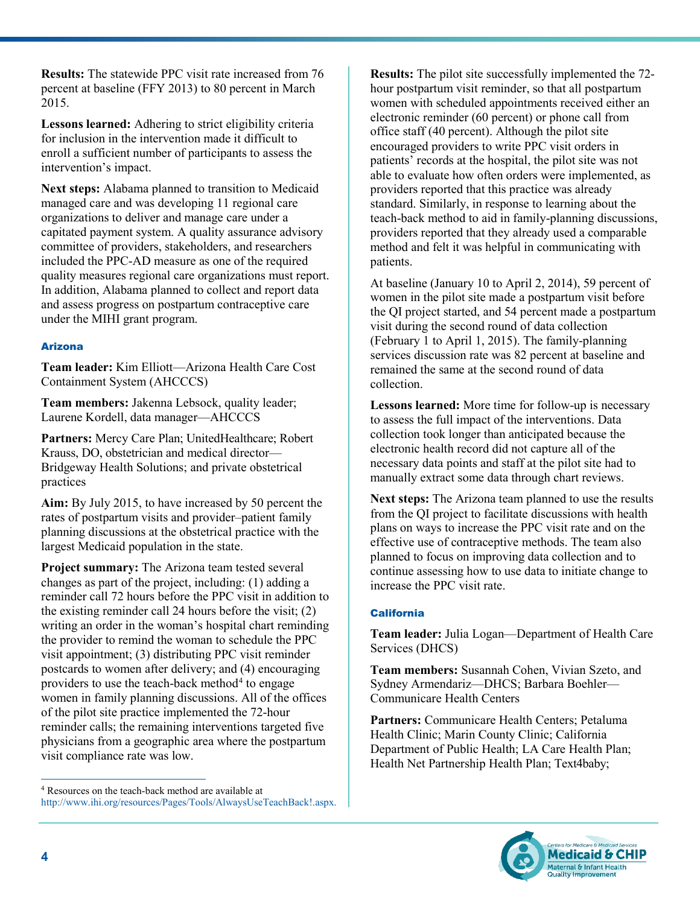**Results:** The statewide PPC visit rate increased from 76 percent at baseline (FFY 2013) to 80 percent in March 2015.

**Lessons learned:** Adhering to strict eligibility criteria for inclusion in the intervention made it difficult to enroll a sufficient number of participants to assess the intervention's impact.

**Next steps:** Alabama planned to transition to Medicaid managed care and was developing 11 regional care organizations to deliver and manage care under a capitated payment system. A quality assurance advisory committee of providers, stakeholders, and researchers included the PPC-AD measure as one of the required quality measures regional care organizations must report. In addition, Alabama planned to collect and report data and assess progress on postpartum contraceptive care under the MIHI grant program.

### Arizona

**Team leader:** Kim Elliott—Arizona Health Care Cost Containment System (AHCCCS)

**Team members:** Jakenna Lebsock, quality leader; Laurene Kordell, data manager—AHCCCS

**Partners:** Mercy Care Plan; UnitedHealthcare; Robert Krauss, DO, obstetrician and medical director—Bridgeway Health Solutions; and private obstetrical practices

**Aim:** By July 2015, to have increased by 50 percent the rates of postpartum visits and provider–patient family planning discussions at the obstetrical practice with the largest Medicaid population in the state.

**Project summary:** The Arizona team tested several changes as part of the project, including: (1) adding a reminder call 72 hours before the PPC visit in addition to the existing reminder call 24 hours before the visit; (2) writing an order in the woman's hospital chart reminding the provider to remind the woman to schedule the PPC visit appointment; (3) distributing PPC visit reminder postcards to women after delivery; and (4) encouraging providers to use the teach-back method[4] to engage women in family planning discussions. All of the offices of the pilot site practice implemented the 72-hour reminder calls; the remaining interventions targeted five physicians from a geographic area where the postpartum visit compliance rate was low.

**Results:** The pilot site successfully implemented the 72-hour postpartum visit reminder, so that all postpartum women with scheduled appointments received either an electronic reminder (60 percent) or phone call from office staff (40 percent). Although the pilot site encouraged providers to write PPC visit orders in patients' records at the hospital, the pilot site was not able to evaluate how often orders were implemented, as providers reported that this practice was already standard. Similarly, in response to learning about the teach-back method to aid in family-planning discussions, providers reported that they already used a comparable method and felt it was helpful in communicating with patients.

At baseline (January 10 to April 2, 2014), 59 percent of women in the pilot site made a postpartum visit before the QI project started, and 54 percent made a postpartum visit during the second round of data collection (February 1 to April 1, 2015). The family-planning services discussion rate was 82 percent at baseline and remained the same at the second round of data collection.

**Lessons learned:** More time for follow-up is necessary to assess the full impact of the interventions. Data collection took longer than anticipated because the electronic health record did not capture all of the necessary data points and staff at the pilot site had to manually extract some data through chart reviews.

**Next steps:** The Arizona team planned to use the results from the QI project to facilitate discussions with health plans on ways to increase the PPC visit rate and on the effective use of contraceptive methods. The team also planned to focus on improving data collection and to continue assessing how to use data to initiate change to increase the PPC visit rate.

### California

**Team leader:** Julia Logan—Department of Health Care Services (DHCS)

**Team members:** Susannah Cohen, Vivian Szeto, and Sydney Armendariz—DHCS; Barbara Boehler—Communicare Health Centers

**Partners:** Communicare Health Centers; Petaluma Health Clinic; Marin County Clinic; California Department of Public Health; LA Care Health Plan; Health Net Partnership Health Plan; Text4baby;

---

[4] Resources on the teach-back method are available at http://www.ihi.org/resources/Pages/Tools/AlwaysUseTeachBack!.aspx.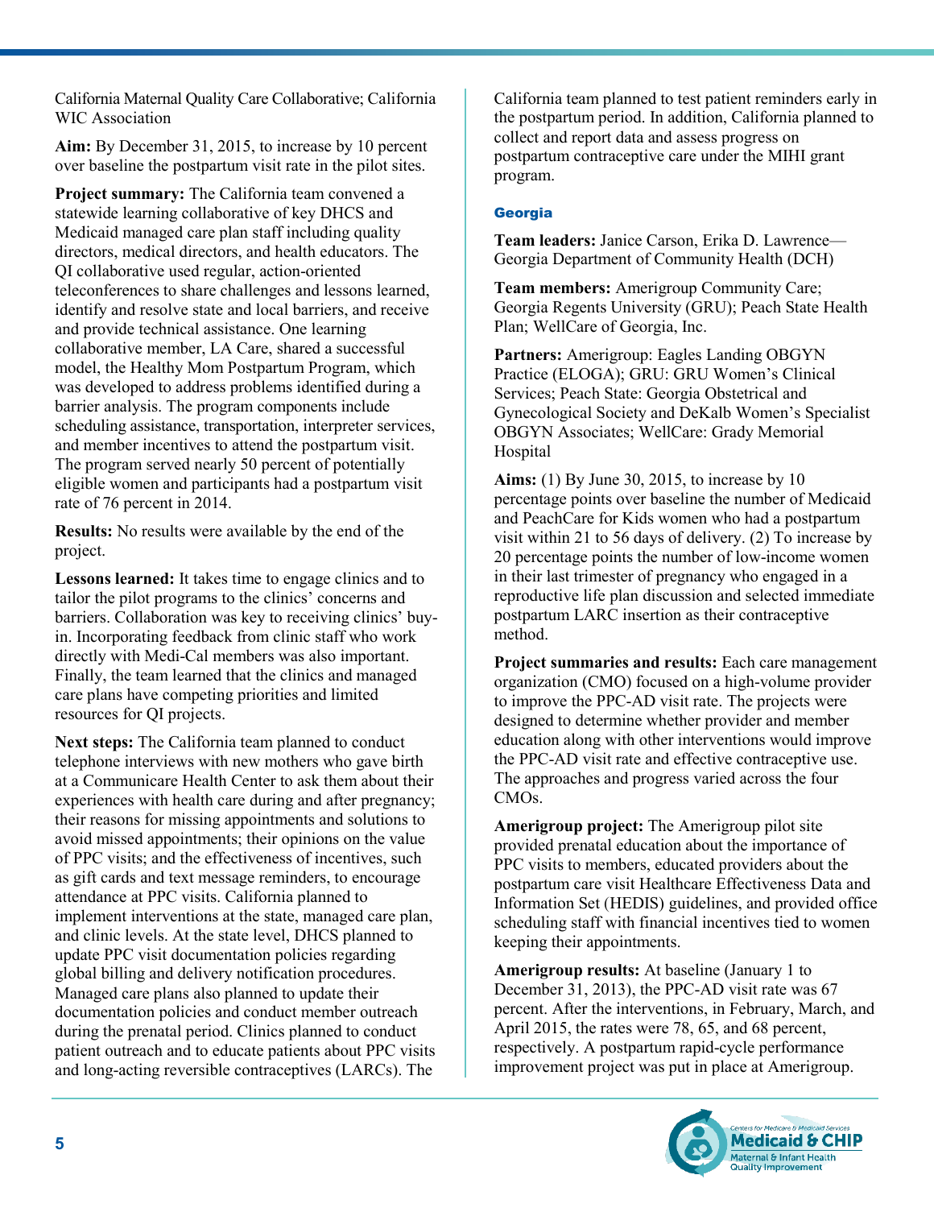California Maternal Quality Care Collaborative; California WIC Association

**Aim:** By December 31, 2015, to increase by 10 percent over baseline the postpartum visit rate in the pilot sites.

**Project summary:** The California team convened a statewide learning collaborative of key DHCS and Medicaid managed care plan staff including quality directors, medical directors, and health educators. The QI collaborative used regular, action-oriented teleconferences to share challenges and lessons learned, identify and resolve state and local barriers, and receive and provide technical assistance. One learning collaborative member, LA Care, shared a successful model, the Healthy Mom Postpartum Program, which was developed to address problems identified during a barrier analysis. The program components include scheduling assistance, transportation, interpreter services, and member incentives to attend the postpartum visit. The program served nearly 50 percent of potentially eligible women and participants had a postpartum visit rate of 76 percent in 2014.

**Results:** No results were available by the end of the project.

**Lessons learned:** It takes time to engage clinics and to tailor the pilot programs to the clinics' concerns and barriers. Collaboration was key to receiving clinics' buy-in. Incorporating feedback from clinic staff who work directly with Medi-Cal members was also important. Finally, the team learned that the clinics and managed care plans have competing priorities and limited resources for QI projects.

**Next steps:** The California team planned to conduct telephone interviews with new mothers who gave birth at a Communicare Health Center to ask them about their experiences with health care during and after pregnancy; their reasons for missing appointments and solutions to avoid missed appointments; their opinions on the value of PPC visits; and the effectiveness of incentives, such as gift cards and text message reminders, to encourage attendance at PPC visits. California planned to implement interventions at the state, managed care plan, and clinic levels. At the state level, DHCS planned to update PPC visit documentation policies regarding global billing and delivery notification procedures. Managed care plans also planned to update their documentation policies and conduct member outreach during the prenatal period. Clinics planned to conduct patient outreach and to educate patients about PPC visits and long-acting reversible contraceptives (LARCs). The California team planned to test patient reminders early in the postpartum period. In addition, California planned to collect and report data and assess progress on postpartum contraceptive care under the MIHI grant program.

### Georgia

**Team leaders:** Janice Carson, Erika D. Lawrence—Georgia Department of Community Health (DCH)

**Team members:** Amerigroup Community Care; Georgia Regents University (GRU); Peach State Health Plan; WellCare of Georgia, Inc.

**Partners:** Amerigroup: Eagles Landing OBGYN Practice (ELOGA); GRU: GRU Women's Clinical Services; Peach State: Georgia Obstetrical and Gynecological Society and DeKalb Women's Specialist OBGYN Associates; WellCare: Grady Memorial Hospital

**Aims:** (1) By June 30, 2015, to increase by 10 percentage points over baseline the number of Medicaid and PeachCare for Kids women who had a postpartum visit within 21 to 56 days of delivery. (2) To increase by 20 percentage points the number of low-income women in their last trimester of pregnancy who engaged in a reproductive life plan discussion and selected immediate postpartum LARC insertion as their contraceptive method.

**Project summaries and results:** Each care management organization (CMO) focused on a high-volume provider to improve the PPC-AD visit rate. The projects were designed to determine whether provider and member education along with other interventions would improve the PPC-AD visit rate and effective contraceptive use. The approaches and progress varied across the four CMOs.

**Amerigroup project:** The Amerigroup pilot site provided prenatal education about the importance of PPC visits to members, educated providers about the postpartum care visit Healthcare Effectiveness Data and Information Set (HEDIS) guidelines, and provided office scheduling staff with financial incentives tied to women keeping their appointments.

**Amerigroup results:** At baseline (January 1 to December 31, 2013), the PPC-AD visit rate was 67 percent. After the interventions, in February, March, and April 2015, the rates were 78, 65, and 68 percent, respectively. A postpartum rapid-cycle performance improvement project was put in place at Amerigroup.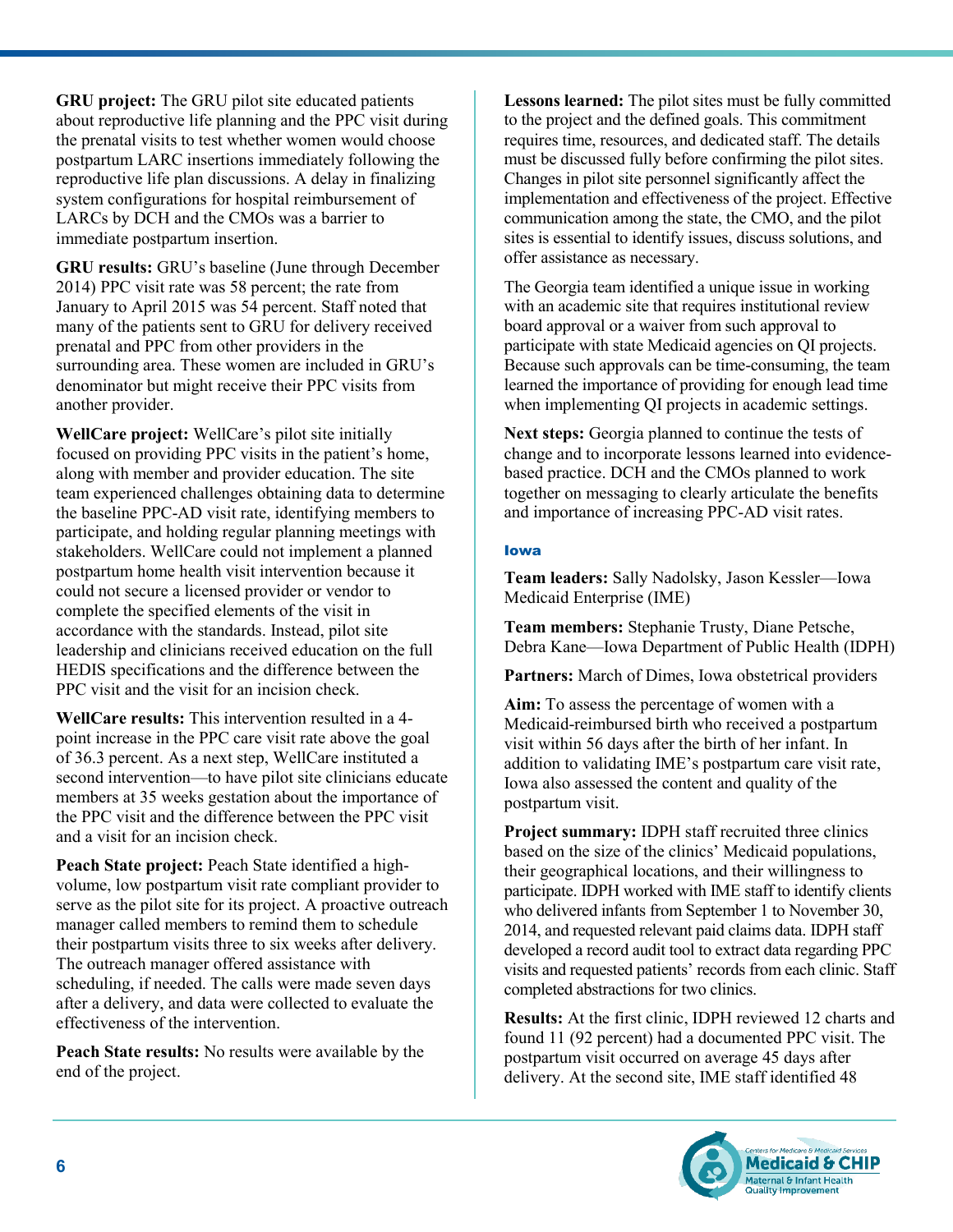**GRU project:** The GRU pilot site educated patients about reproductive life planning and the PPC visit during the prenatal visits to test whether women would choose postpartum LARC insertions immediately following the reproductive life plan discussions. A delay in finalizing system configurations for hospital reimbursement of LARCs by DCH and the CMOs was a barrier to immediate postpartum insertion.

**GRU results:** GRU's baseline (June through December 2014) PPC visit rate was 58 percent; the rate from January to April 2015 was 54 percent. Staff noted that many of the patients sent to GRU for delivery received prenatal and PPC from other providers in the surrounding area. These women are included in GRU's denominator but might receive their PPC visits from another provider.

**WellCare project:** WellCare's pilot site initially focused on providing PPC visits in the patient's home, along with member and provider education. The site team experienced challenges obtaining data to determine the baseline PPC-AD visit rate, identifying members to participate, and holding regular planning meetings with stakeholders. WellCare could not implement a planned postpartum home health visit intervention because it could not secure a licensed provider or vendor to complete the specified elements of the visit in accordance with the standards. Instead, pilot site leadership and clinicians received education on the full HEDIS specifications and the difference between the PPC visit and the visit for an incision check.

**WellCare results:** This intervention resulted in a 4-point increase in the PPC care visit rate above the goal of 36.3 percent. As a next step, WellCare instituted a second intervention—to have pilot site clinicians educate members at 35 weeks gestation about the importance of the PPC visit and the difference between the PPC visit and a visit for an incision check.

**Peach State project:** Peach State identified a high-volume, low postpartum visit rate compliant provider to serve as the pilot site for its project. A proactive outreach manager called members to remind them to schedule their postpartum visits three to six weeks after delivery. The outreach manager offered assistance with scheduling, if needed. The calls were made seven days after a delivery, and data were collected to evaluate the effectiveness of the intervention.

**Peach State results:** No results were available by the end of the project.

**Lessons learned:** The pilot sites must be fully committed to the project and the defined goals. This commitment requires time, resources, and dedicated staff. The details must be discussed fully before confirming the pilot sites. Changes in pilot site personnel significantly affect the implementation and effectiveness of the project. Effective communication among the state, the CMO, and the pilot sites is essential to identify issues, discuss solutions, and offer assistance as necessary.

The Georgia team identified a unique issue in working with an academic site that requires institutional review board approval or a waiver from such approval to participate with state Medicaid agencies on QI projects. Because such approvals can be time-consuming, the team learned the importance of providing for enough lead time when implementing QI projects in academic settings.

**Next steps:** Georgia planned to continue the tests of change and to incorporate lessons learned into evidence-based practice. DCH and the CMOs planned to work together on messaging to clearly articulate the benefits and importance of increasing PPC-AD visit rates.

### Iowa

**Team leaders:** Sally Nadolsky, Jason Kessler—Iowa Medicaid Enterprise (IME)

**Team members:** Stephanie Trusty, Diane Petsche, Debra Kane—Iowa Department of Public Health (IDPH)

**Partners:** March of Dimes, Iowa obstetrical providers

**Aim:** To assess the percentage of women with a Medicaid-reimbursed birth who received a postpartum visit within 56 days after the birth of her infant. In addition to validating IME's postpartum care visit rate, Iowa also assessed the content and quality of the postpartum visit.

**Project summary:** IDPH staff recruited three clinics based on the size of the clinics' Medicaid populations, their geographical locations, and their willingness to participate. IDPH worked with IME staff to identify clients who delivered infants from September 1 to November 30, 2014, and requested relevant paid claims data. IDPH staff developed a record audit tool to extract data regarding PPC visits and requested patients' records from each clinic. Staff completed abstractions for two clinics.

**Results:** At the first clinic, IDPH reviewed 12 charts and found 11 (92 percent) had a documented PPC visit. The postpartum visit occurred on average 45 days after delivery. At the second site, IME staff identified 48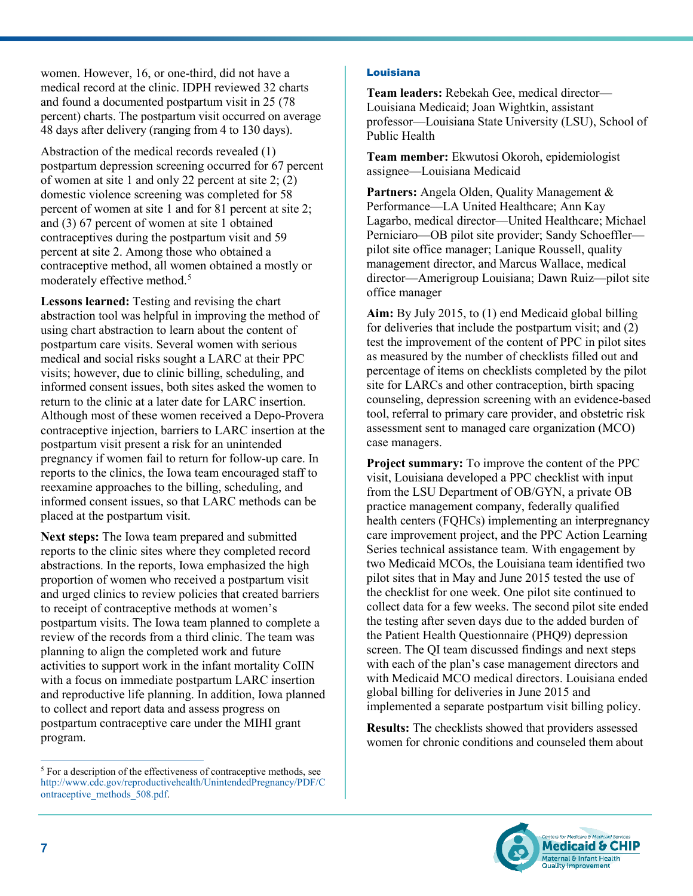women. However, 16, or one-third, did not have a medical record at the clinic. IDPH reviewed 32 charts and found a documented postpartum visit in 25 (78 percent) charts. The postpartum visit occurred on average 48 days after delivery (ranging from 4 to 130 days).

Abstraction of the medical records revealed (1) postpartum depression screening occurred for 67 percent of women at site 1 and only 22 percent at site 2; (2) domestic violence screening was completed for 58 percent of women at site 1 and for 81 percent at site 2; and (3) 67 percent of women at site 1 obtained contraceptives during the postpartum visit and 59 percent at site 2. Among those who obtained a contraceptive method, all women obtained a mostly or moderately effective method.[5]

**Lessons learned:** Testing and revising the chart abstraction tool was helpful in improving the method of using chart abstraction to learn about the content of postpartum care visits. Several women with serious medical and social risks sought a LARC at their PPC visits; however, due to clinic billing, scheduling, and informed consent issues, both sites asked the women to return to the clinic at a later date for LARC insertion. Although most of these women received a Depo-Provera contraceptive injection, barriers to LARC insertion at the postpartum visit present a risk for an unintended pregnancy if women fail to return for follow-up care. In reports to the clinics, the Iowa team encouraged staff to reexamine approaches to the billing, scheduling, and informed consent issues, so that LARC methods can be placed at the postpartum visit.

**Next steps:** The Iowa team prepared and submitted reports to the clinic sites where they completed record abstractions. In the reports, Iowa emphasized the high proportion of women who received a postpartum visit and urged clinics to review policies that created barriers to receipt of contraceptive methods at women's postpartum visits. The Iowa team planned to complete a review of the records from a third clinic. The team was planning to align the completed work and future activities to support work in the infant mortality CoIIN with a focus on immediate postpartum LARC insertion and reproductive life planning. In addition, Iowa planned to collect and report data and assess progress on postpartum contraceptive care under the MIHI grant program.

[5] For a description of the effectiveness of contraceptive methods, see http://www.cdc.gov/reproductivehealth/UnintendedPregnancy/PDF/Contraceptive_methods_508.pdf.

### Louisiana

**Team leaders:** Rebekah Gee, medical director—Louisiana Medicaid; Joan Wightkin, assistant professor—Louisiana State University (LSU), School of Public Health

**Team member:** Ekwutosi Okoroh, epidemiologist assignee—Louisiana Medicaid

**Partners:** Angela Olden, Quality Management & Performance—LA United Healthcare; Ann Kay Lagarbo, medical director—United Healthcare; Michael Perniciaro—OB pilot site provider; Sandy Schoeffler—pilot site office manager; Lanique Roussell, quality management director, and Marcus Wallace, medical director—Amerigroup Louisiana; Dawn Ruiz—pilot site office manager

**Aim:** By July 2015, to (1) end Medicaid global billing for deliveries that include the postpartum visit; and (2) test the improvement of the content of PPC in pilot sites as measured by the number of checklists filled out and percentage of items on checklists completed by the pilot site for LARCs and other contraception, birth spacing counseling, depression screening with an evidence-based tool, referral to primary care provider, and obstetric risk assessment sent to managed care organization (MCO) case managers.

**Project summary:** To improve the content of the PPC visit, Louisiana developed a PPC checklist with input from the LSU Department of OB/GYN, a private OB practice management company, federally qualified health centers (FQHCs) implementing an interpregnancy care improvement project, and the PPC Action Learning Series technical assistance team. With engagement by two Medicaid MCOs, the Louisiana team identified two pilot sites that in May and June 2015 tested the use of the checklist for one week. One pilot site continued to collect data for a few weeks. The second pilot site ended the testing after seven days due to the added burden of the Patient Health Questionnaire (PHQ9) depression screen. The QI team discussed findings and next steps with each of the plan's case management directors and with Medicaid MCO medical directors. Louisiana ended global billing for deliveries in June 2015 and implemented a separate postpartum visit billing policy.

**Results:** The checklists showed that providers assessed women for chronic conditions and counseled them about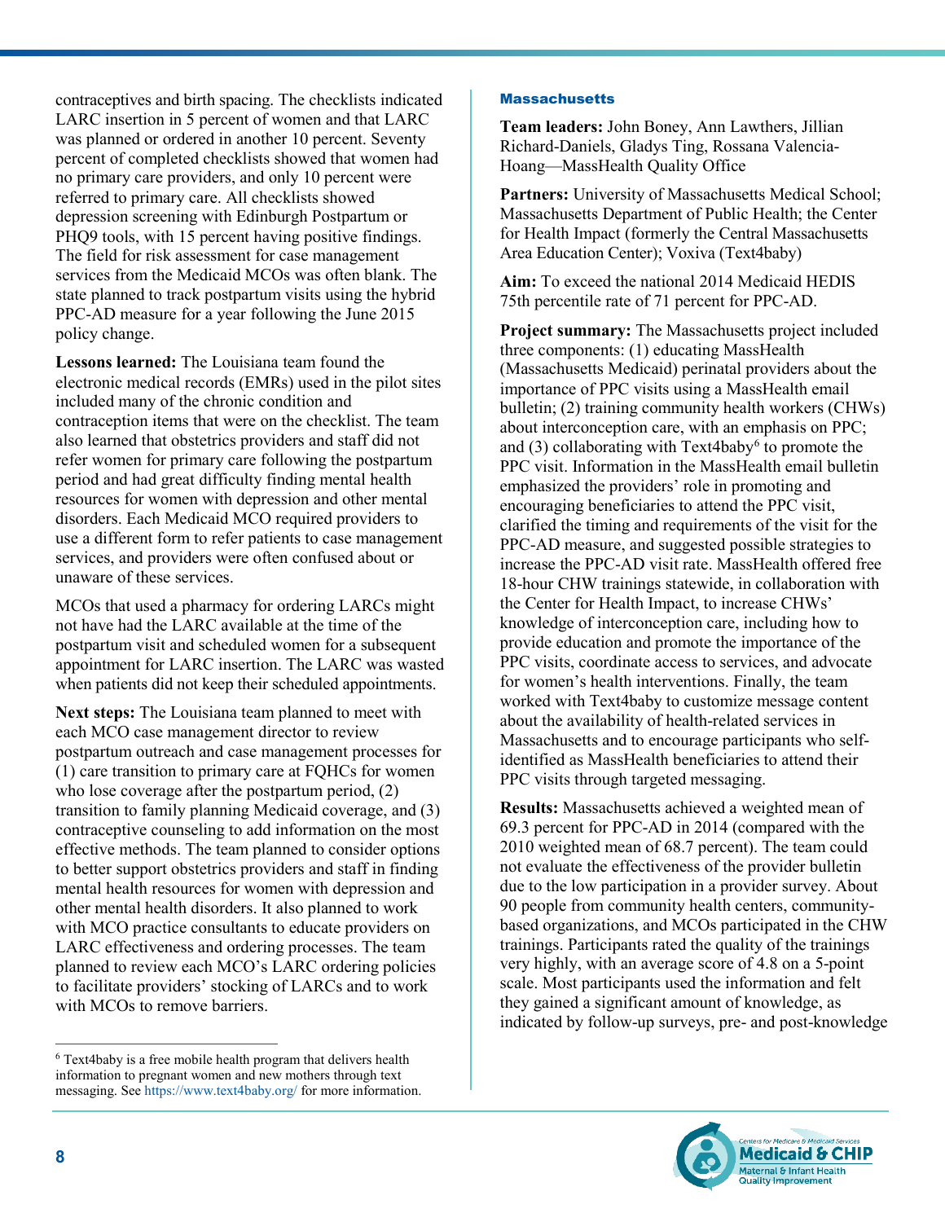contraceptives and birth spacing. The checklists indicated LARC insertion in 5 percent of women and that LARC was planned or ordered in another 10 percent. Seventy percent of completed checklists showed that women had no primary care providers, and only 10 percent were referred to primary care. All checklists showed depression screening with Edinburgh Postpartum or PHQ9 tools, with 15 percent having positive findings. The field for risk assessment for case management services from the Medicaid MCOs was often blank. The state planned to track postpartum visits using the hybrid PPC-AD measure for a year following the June 2015 policy change.

**Lessons learned:** The Louisiana team found the electronic medical records (EMRs) used in the pilot sites included many of the chronic condition and contraception items that were on the checklist. The team also learned that obstetrics providers and staff did not refer women for primary care following the postpartum period and had great difficulty finding mental health resources for women with depression and other mental disorders. Each Medicaid MCO required providers to use a different form to refer patients to case management services, and providers were often confused about or unaware of these services.

MCOs that used a pharmacy for ordering LARCs might not have had the LARC available at the time of the postpartum visit and scheduled women for a subsequent appointment for LARC insertion. The LARC was wasted when patients did not keep their scheduled appointments.

**Next steps:** The Louisiana team planned to meet with each MCO case management director to review postpartum outreach and case management processes for (1) care transition to primary care at FQHCs for women who lose coverage after the postpartum period, (2) transition to family planning Medicaid coverage, and (3) contraceptive counseling to add information on the most effective methods. The team planned to consider options to better support obstetrics providers and staff in finding mental health resources for women with depression and other mental health disorders. It also planned to work with MCO practice consultants to educate providers on LARC effectiveness and ordering processes. The team planned to review each MCO's LARC ordering policies to facilitate providers' stocking of LARCs and to work with MCOs to remove barriers.

### Massachusetts

**Team leaders:** John Boney, Ann Lawthers, Jillian Richard-Daniels, Gladys Ting, Rossana Valencia-Hoang—MassHealth Quality Office

**Partners:** University of Massachusetts Medical School; Massachusetts Department of Public Health; the Center for Health Impact (formerly the Central Massachusetts Area Education Center); Voxiva (Text4baby)

**Aim:** To exceed the national 2014 Medicaid HEDIS 75th percentile rate of 71 percent for PPC-AD.

**Project summary:** The Massachusetts project included three components: (1) educating MassHealth (Massachusetts Medicaid) perinatal providers about the importance of PPC visits using a MassHealth email bulletin; (2) training community health workers (CHWs) about interconception care, with an emphasis on PPC; and (3) collaborating with Text4baby[6] to promote the PPC visit. Information in the MassHealth email bulletin emphasized the providers' role in promoting and encouraging beneficiaries to attend the PPC visit, clarified the timing and requirements of the visit for the PPC-AD measure, and suggested possible strategies to increase the PPC-AD visit rate. MassHealth offered free 18-hour CHW trainings statewide, in collaboration with the Center for Health Impact, to increase CHWs' knowledge of interconception care, including how to provide education and promote the importance of the PPC visits, coordinate access to services, and advocate for women's health interventions. Finally, the team worked with Text4baby to customize message content about the availability of health-related services in Massachusetts and to encourage participants who self-identified as MassHealth beneficiaries to attend their PPC visits through targeted messaging.

**Results:** Massachusetts achieved a weighted mean of 69.3 percent for PPC-AD in 2014 (compared with the 2010 weighted mean of 68.7 percent). The team could not evaluate the effectiveness of the provider bulletin due to the low participation in a provider survey. About 90 people from community health centers, community-based organizations, and MCOs participated in the CHW trainings. Participants rated the quality of the trainings very highly, with an average score of 4.8 on a 5-point scale. Most participants used the information and felt they gained a significant amount of knowledge, as indicated by follow-up surveys, pre- and post-knowledge

---

[6] Text4baby is a free mobile health program that delivers health information to pregnant women and new mothers through text messaging. See https://www.text4baby.org/ for more information.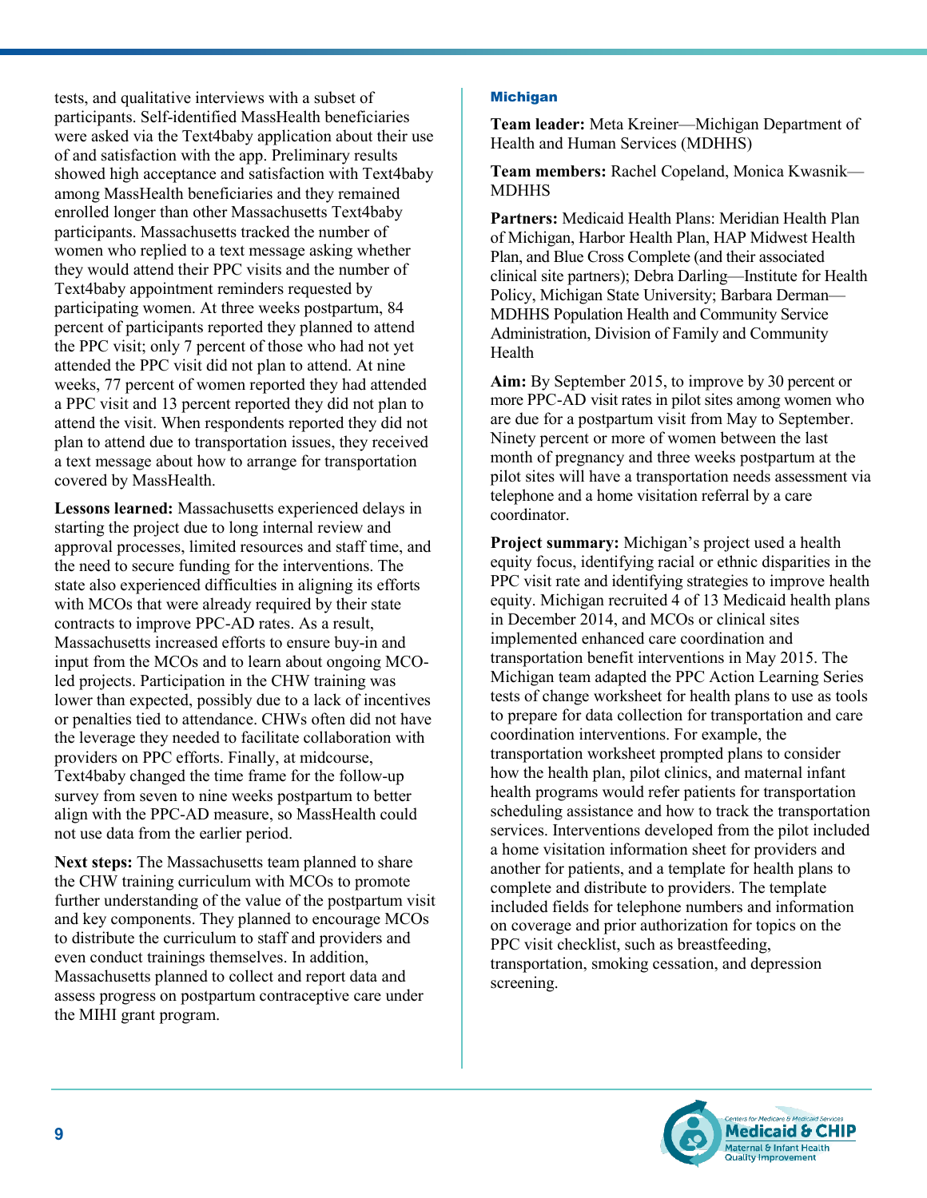tests, and qualitative interviews with a subset of participants. Self-identified MassHealth beneficiaries were asked via the Text4baby application about their use of and satisfaction with the app. Preliminary results showed high acceptance and satisfaction with Text4baby among MassHealth beneficiaries and they remained enrolled longer than other Massachusetts Text4baby participants. Massachusetts tracked the number of women who replied to a text message asking whether they would attend their PPC visits and the number of Text4baby appointment reminders requested by participating women. At three weeks postpartum, 84 percent of participants reported they planned to attend the PPC visit; only 7 percent of those who had not yet attended the PPC visit did not plan to attend. At nine weeks, 77 percent of women reported they had attended a PPC visit and 13 percent reported they did not plan to attend the visit. When respondents reported they did not plan to attend due to transportation issues, they received a text message about how to arrange for transportation covered by MassHealth.

**Lessons learned:** Massachusetts experienced delays in starting the project due to long internal review and approval processes, limited resources and staff time, and the need to secure funding for the interventions. The state also experienced difficulties in aligning its efforts with MCOs that were already required by their state contracts to improve PPC-AD rates. As a result, Massachusetts increased efforts to ensure buy-in and input from the MCOs and to learn about ongoing MCO-led projects. Participation in the CHW training was lower than expected, possibly due to a lack of incentives or penalties tied to attendance. CHWs often did not have the leverage they needed to facilitate collaboration with providers on PPC efforts. Finally, at midcourse, Text4baby changed the time frame for the follow-up survey from seven to nine weeks postpartum to better align with the PPC-AD measure, so MassHealth could not use data from the earlier period.

**Next steps:** The Massachusetts team planned to share the CHW training curriculum with MCOs to promote further understanding of the value of the postpartum visit and key components. They planned to encourage MCOs to distribute the curriculum to staff and providers and even conduct trainings themselves. In addition, Massachusetts planned to collect and report data and assess progress on postpartum contraceptive care under the MIHI grant program.

### Michigan

**Team leader:** Meta Kreiner—Michigan Department of Health and Human Services (MDHHS)

**Team members:** Rachel Copeland, Monica Kwasnik—MDHHS

**Partners:** Medicaid Health Plans: Meridian Health Plan of Michigan, Harbor Health Plan, HAP Midwest Health Plan, and Blue Cross Complete (and their associated clinical site partners); Debra Darling—Institute for Health Policy, Michigan State University; Barbara Derman—MDHHS Population Health and Community Service Administration, Division of Family and Community Health

**Aim:** By September 2015, to improve by 30 percent or more PPC-AD visit rates in pilot sites among women who are due for a postpartum visit from May to September. Ninety percent or more of women between the last month of pregnancy and three weeks postpartum at the pilot sites will have a transportation needs assessment via telephone and a home visitation referral by a care coordinator.

**Project summary:** Michigan's project used a health equity focus, identifying racial or ethnic disparities in the PPC visit rate and identifying strategies to improve health equity. Michigan recruited 4 of 13 Medicaid health plans in December 2014, and MCOs or clinical sites implemented enhanced care coordination and transportation benefit interventions in May 2015. The Michigan team adapted the PPC Action Learning Series tests of change worksheet for health plans to use as tools to prepare for data collection for transportation and care coordination interventions. For example, the transportation worksheet prompted plans to consider how the health plan, pilot clinics, and maternal infant health programs would refer patients for transportation scheduling assistance and how to track the transportation services. Interventions developed from the pilot included a home visitation information sheet for providers and another for patients, and a template for health plans to complete and distribute to providers. The template included fields for telephone numbers and information on coverage and prior authorization for topics on the PPC visit checklist, such as breastfeeding, transportation, smoking cessation, and depression screening.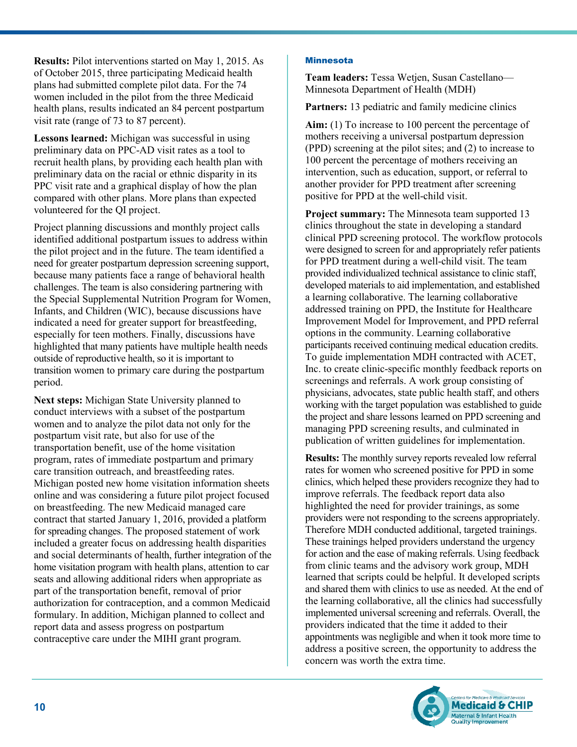**Results:** Pilot interventions started on May 1, 2015. As of October 2015, three participating Medicaid health plans had submitted complete pilot data. For the 74 women included in the pilot from the three Medicaid health plans, results indicated an 84 percent postpartum visit rate (range of 73 to 87 percent).

**Lessons learned:** Michigan was successful in using preliminary data on PPC-AD visit rates as a tool to recruit health plans, by providing each health plan with preliminary data on the racial or ethnic disparity in its PPC visit rate and a graphical display of how the plan compared with other plans. More plans than expected volunteered for the QI project.

Project planning discussions and monthly project calls identified additional postpartum issues to address within the pilot project and in the future. The team identified a need for greater postpartum depression screening support, because many patients face a range of behavioral health challenges. The team is also considering partnering with the Special Supplemental Nutrition Program for Women, Infants, and Children (WIC), because discussions have indicated a need for greater support for breastfeeding, especially for teen mothers. Finally, discussions have highlighted that many patients have multiple health needs outside of reproductive health, so it is important to transition women to primary care during the postpartum period.

**Next steps:** Michigan State University planned to conduct interviews with a subset of the postpartum women and to analyze the pilot data not only for the postpartum visit rate, but also for use of the transportation benefit, use of the home visitation program, rates of immediate postpartum and primary care transition outreach, and breastfeeding rates. Michigan posted new home visitation information sheets online and was considering a future pilot project focused on breastfeeding. The new Medicaid managed care contract that started January 1, 2016, provided a platform for spreading changes. The proposed statement of work included a greater focus on addressing health disparities and social determinants of health, further integration of the home visitation program with health plans, attention to car seats and allowing additional riders when appropriate as part of the transportation benefit, removal of prior authorization for contraception, and a common Medicaid formulary. In addition, Michigan planned to collect and report data and assess progress on postpartum contraceptive care under the MIHI grant program.

### Minnesota

**Team leaders:** Tessa Wetjen, Susan Castellano—Minnesota Department of Health (MDH)

**Partners:** 13 pediatric and family medicine clinics

**Aim:** (1) To increase to 100 percent the percentage of mothers receiving a universal postpartum depression (PPD) screening at the pilot sites; and (2) to increase to 100 percent the percentage of mothers receiving an intervention, such as education, support, or referral to another provider for PPD treatment after screening positive for PPD at the well-child visit.

**Project summary:** The Minnesota team supported 13 clinics throughout the state in developing a standard clinical PPD screening protocol. The workflow protocols were designed to screen for and appropriately refer patients for PPD treatment during a well-child visit. The team provided individualized technical assistance to clinic staff, developed materials to aid implementation, and established a learning collaborative. The learning collaborative addressed training on PPD, the Institute for Healthcare Improvement Model for Improvement, and PPD referral options in the community. Learning collaborative participants received continuing medical education credits. To guide implementation MDH contracted with ACET, Inc. to create clinic-specific monthly feedback reports on screenings and referrals. A work group consisting of physicians, advocates, state public health staff, and others working with the target population was established to guide the project and share lessons learned on PPD screening and managing PPD screening results, and culminated in publication of written guidelines for implementation.

**Results:** The monthly survey reports revealed low referral rates for women who screened positive for PPD in some clinics, which helped these providers recognize they had to improve referrals. The feedback report data also highlighted the need for provider trainings, as some providers were not responding to the screens appropriately. Therefore MDH conducted additional, targeted trainings. These trainings helped providers understand the urgency for action and the ease of making referrals. Using feedback from clinic teams and the advisory work group, MDH learned that scripts could be helpful. It developed scripts and shared them with clinics to use as needed. At the end of the learning collaborative, all the clinics had successfully implemented universal screening and referrals. Overall, the providers indicated that the time it added to their appointments was negligible and when it took more time to address a positive screen, the opportunity to address the concern was worth the extra time.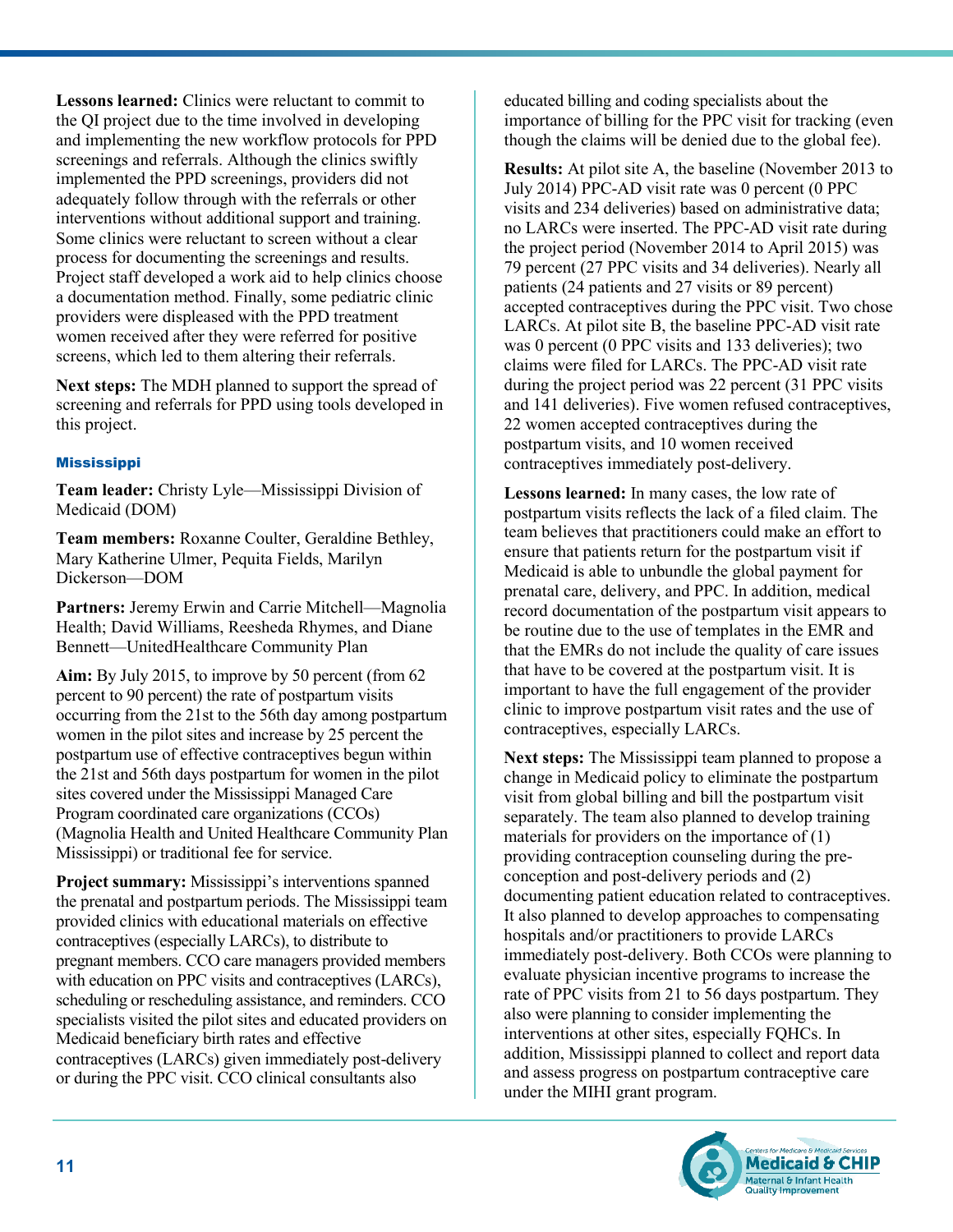**Lessons learned:** Clinics were reluctant to commit to the QI project due to the time involved in developing and implementing the new workflow protocols for PPD screenings and referrals. Although the clinics swiftly implemented the PPD screenings, providers did not adequately follow through with the referrals or other interventions without additional support and training. Some clinics were reluctant to screen without a clear process for documenting the screenings and results. Project staff developed a work aid to help clinics choose a documentation method. Finally, some pediatric clinic providers were displeased with the PPD treatment women received after they were referred for positive screens, which led to them altering their referrals.

**Next steps:** The MDH planned to support the spread of screening and referrals for PPD using tools developed in this project.

### Mississippi

**Team leader:** Christy Lyle—Mississippi Division of Medicaid (DOM)

**Team members:** Roxanne Coulter, Geraldine Bethley, Mary Katherine Ulmer, Pequita Fields, Marilyn Dickerson—DOM

**Partners:** Jeremy Erwin and Carrie Mitchell—Magnolia Health; David Williams, Reesheda Rhymes, and Diane Bennett—UnitedHealthcare Community Plan

**Aim:** By July 2015, to improve by 50 percent (from 62 percent to 90 percent) the rate of postpartum visits occurring from the 21st to the 56th day among postpartum women in the pilot sites and increase by 25 percent the postpartum use of effective contraceptives begun within the 21st and 56th days postpartum for women in the pilot sites covered under the Mississippi Managed Care Program coordinated care organizations (CCOs) (Magnolia Health and United Healthcare Community Plan Mississippi) or traditional fee for service.

**Project summary:** Mississippi's interventions spanned the prenatal and postpartum periods. The Mississippi team provided clinics with educational materials on effective contraceptives (especially LARCs), to distribute to pregnant members. CCO care managers provided members with education on PPC visits and contraceptives (LARCs), scheduling or rescheduling assistance, and reminders. CCO specialists visited the pilot sites and educated providers on Medicaid beneficiary birth rates and effective contraceptives (LARCs) given immediately post-delivery or during the PPC visit. CCO clinical consultants also educated billing and coding specialists about the importance of billing for the PPC visit for tracking (even though the claims will be denied due to the global fee).

**Results:** At pilot site A, the baseline (November 2013 to July 2014) PPC-AD visit rate was 0 percent (0 PPC visits and 234 deliveries) based on administrative data; no LARCs were inserted. The PPC-AD visit rate during the project period (November 2014 to April 2015) was 79 percent (27 PPC visits and 34 deliveries). Nearly all patients (24 patients and 27 visits or 89 percent) accepted contraceptives during the PPC visit. Two chose LARCs. At pilot site B, the baseline PPC-AD visit rate was 0 percent (0 PPC visits and 133 deliveries); two claims were filed for LARCs. The PPC-AD visit rate during the project period was 22 percent (31 PPC visits and 141 deliveries). Five women refused contraceptives, 22 women accepted contraceptives during the postpartum visits, and 10 women received contraceptives immediately post-delivery.

**Lessons learned:** In many cases, the low rate of postpartum visits reflects the lack of a filed claim. The team believes that practitioners could make an effort to ensure that patients return for the postpartum visit if Medicaid is able to unbundle the global payment for prenatal care, delivery, and PPC. In addition, medical record documentation of the postpartum visit appears to be routine due to the use of templates in the EMR and that the EMRs do not include the quality of care issues that have to be covered at the postpartum visit. It is important to have the full engagement of the provider clinic to improve postpartum visit rates and the use of contraceptives, especially LARCs.

**Next steps:** The Mississippi team planned to propose a change in Medicaid policy to eliminate the postpartum visit from global billing and bill the postpartum visit separately. The team also planned to develop training materials for providers on the importance of (1) providing contraception counseling during the pre-conception and post-delivery periods and (2) documenting patient education related to contraceptives. It also planned to develop approaches to compensating hospitals and/or practitioners to provide LARCs immediately post-delivery. Both CCOs were planning to evaluate physician incentive programs to increase the rate of PPC visits from 21 to 56 days postpartum. They also were planning to consider implementing the interventions at other sites, especially FQHCs. In addition, Mississippi planned to collect and report data and assess progress on postpartum contraceptive care under the MIHI grant program.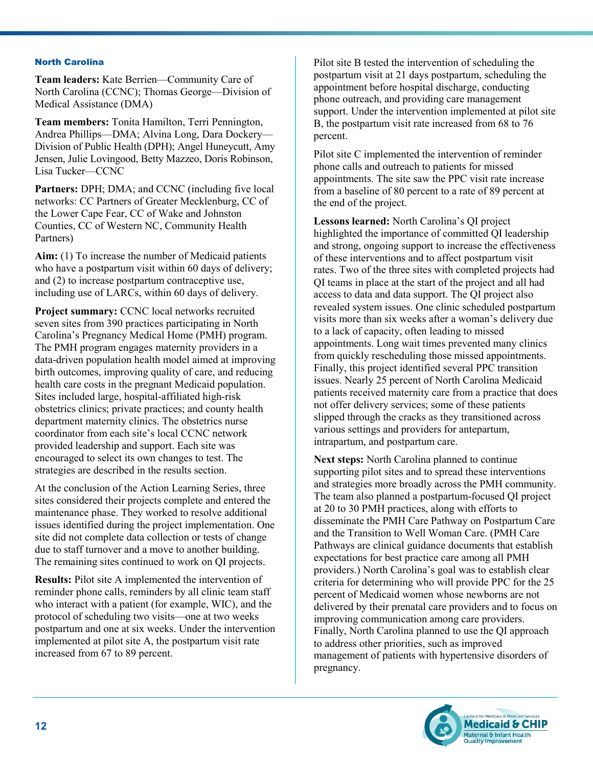### North Carolina

**Team leaders:** Kate Berrien—Community Care of North Carolina (CCNC); Thomas George—Division of Medical Assistance (DMA)

**Team members:** Tonita Hamilton, Terri Pennington, Andrea Phillips—DMA; Alvina Long, Dara Dockery—Division of Public Health (DPH); Angel Huneycutt, Amy Jensen, Julie Lovingood, Betty Mazzeo, Doris Robinson, Lisa Tucker—CCNC

**Partners:** DPH; DMA; and CCNC (including five local networks: CC Partners of Greater Mecklenburg, CC of the Lower Cape Fear, CC of Wake and Johnston Counties, CC of Western NC, Community Health Partners)

**Aim:** (1) To increase the number of Medicaid patients who have a postpartum visit within 60 days of delivery; and (2) to increase postpartum contraceptive use, including use of LARCs, within 60 days of delivery.

**Project summary:** CCNC local networks recruited seven sites from 390 practices participating in North Carolina's Pregnancy Medical Home (PMH) program. The PMH program engages maternity providers in a data-driven population health model aimed at improving birth outcomes, improving quality of care, and reducing health care costs in the pregnant Medicaid population. Sites included large, hospital-affiliated high-risk obstetrics clinics; private practices; and county health department maternity clinics. The obstetrics nurse coordinator from each site's local CCNC network provided leadership and support. Each site was encouraged to select its own changes to test. The strategies are described in the results section.

At the conclusion of the Action Learning Series, three sites considered their projects complete and entered the maintenance phase. They worked to resolve additional issues identified during the project implementation. One site did not complete data collection or tests of change due to staff turnover and a move to another building. The remaining sites continued to work on QI projects.

**Results:** Pilot site A implemented the intervention of reminder phone calls, reminders by all clinic team staff who interact with a patient (for example, WIC), and the protocol of scheduling two visits—one at two weeks postpartum and one at six weeks. Under the intervention implemented at pilot site A, the postpartum visit rate increased from 67 to 89 percent.

Pilot site B tested the intervention of scheduling the postpartum visit at 21 days postpartum, scheduling the appointment before hospital discharge, conducting phone outreach, and providing care management support. Under the intervention implemented at pilot site B, the postpartum visit rate increased from 68 to 76 percent.

Pilot site C implemented the intervention of reminder phone calls and outreach to patients for missed appointments. The site saw the PPC visit rate increase from a baseline of 80 percent to a rate of 89 percent at the end of the project.

**Lessons learned:** North Carolina's QI project highlighted the importance of committed QI leadership and strong, ongoing support to increase the effectiveness of these interventions and to affect postpartum visit rates. Two of the three sites with completed projects had QI teams in place at the start of the project and all had access to data and data support. The QI project also revealed system issues. One clinic scheduled postpartum visits more than six weeks after a woman's delivery due to a lack of capacity, often leading to missed appointments. Long wait times prevented many clinics from quickly rescheduling those missed appointments. Finally, this project identified several PPC transition issues. Nearly 25 percent of North Carolina Medicaid patients received maternity care from a practice that does not offer delivery services; some of these patients slipped through the cracks as they transitioned across various settings and providers for antepartum, intrapartum, and postpartum care.

**Next steps:** North Carolina planned to continue supporting pilot sites and to spread these interventions and strategies more broadly across the PMH community. The team also planned a postpartum-focused QI project at 20 to 30 PMH practices, along with efforts to disseminate the PMH Care Pathway on Postpartum Care and the Transition to Well Woman Care. (PMH Care Pathways are clinical guidance documents that establish expectations for best practice care among all PMH providers.) North Carolina's goal was to establish clear criteria for determining who will provide PPC for the 25 percent of Medicaid women whose newborns are not delivered by their prenatal care providers and to focus on improving communication among care providers. Finally, North Carolina planned to use the QI approach to address other priorities, such as improved management of patients with hypertensive disorders of pregnancy.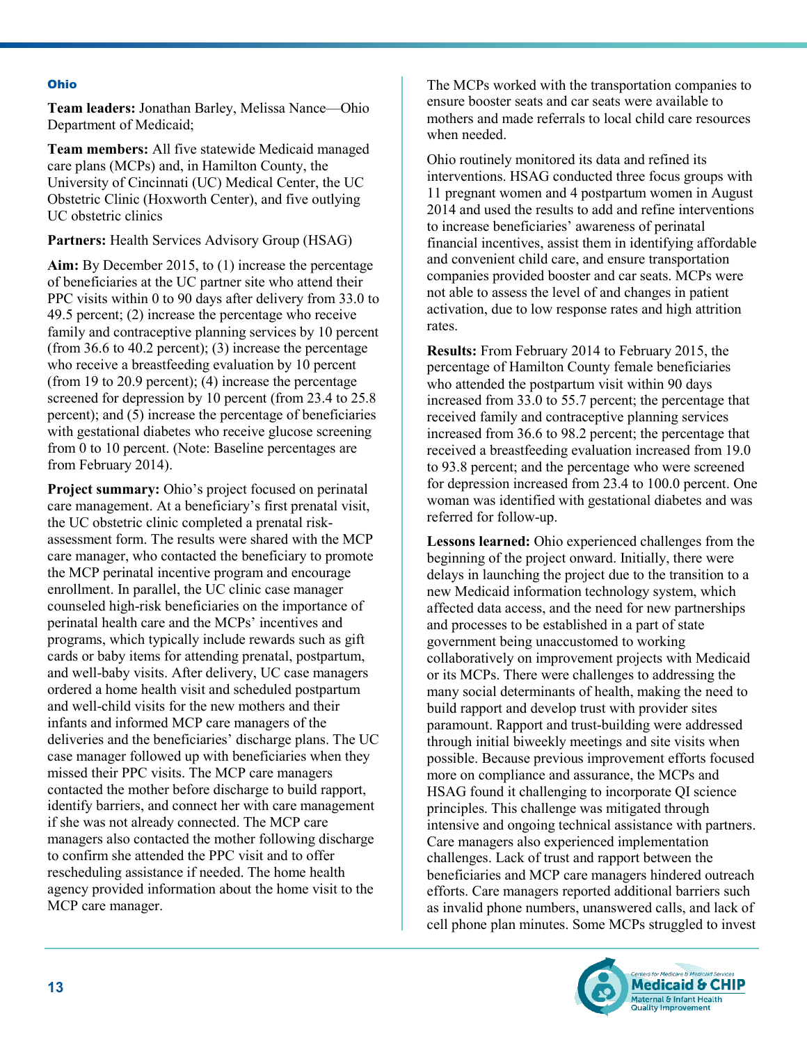### Ohio

**Team leaders:** Jonathan Barley, Melissa Nance—Ohio Department of Medicaid;

**Team members:** All five statewide Medicaid managed care plans (MCPs) and, in Hamilton County, the University of Cincinnati (UC) Medical Center, the UC Obstetric Clinic (Hoxworth Center), and five outlying UC obstetric clinics

**Partners:** Health Services Advisory Group (HSAG)

**Aim:** By December 2015, to (1) increase the percentage of beneficiaries at the UC partner site who attend their PPC visits within 0 to 90 days after delivery from 33.0 to 49.5 percent; (2) increase the percentage who receive family and contraceptive planning services by 10 percent (from 36.6 to 40.2 percent); (3) increase the percentage who receive a breastfeeding evaluation by 10 percent (from 19 to 20.9 percent); (4) increase the percentage screened for depression by 10 percent (from 23.4 to 25.8 percent); and (5) increase the percentage of beneficiaries with gestational diabetes who receive glucose screening from 0 to 10 percent. (Note: Baseline percentages are from February 2014).

**Project summary:** Ohio's project focused on perinatal care management. At a beneficiary's first prenatal visit, the UC obstetric clinic completed a prenatal risk-assessment form. The results were shared with the MCP care manager, who contacted the beneficiary to promote the MCP perinatal incentive program and encourage enrollment. In parallel, the UC clinic case manager counseled high-risk beneficiaries on the importance of perinatal health care and the MCPs' incentives and programs, which typically include rewards such as gift cards or baby items for attending prenatal, postpartum, and well-baby visits. After delivery, UC case managers ordered a home health visit and scheduled postpartum and well-child visits for the new mothers and their infants and informed MCP care managers of the deliveries and the beneficiaries' discharge plans. The UC case manager followed up with beneficiaries when they missed their PPC visits. The MCP care managers contacted the mother before discharge to build rapport, identify barriers, and connect her with care management if she was not already connected. The MCP care managers also contacted the mother following discharge to confirm she attended the PPC visit and to offer rescheduling assistance if needed. The home health agency provided information about the home visit to the MCP care manager.

The MCPs worked with the transportation companies to ensure booster seats and car seats were available to mothers and made referrals to local child care resources when needed.

Ohio routinely monitored its data and refined its interventions. HSAG conducted three focus groups with 11 pregnant women and 4 postpartum women in August 2014 and used the results to add and refine interventions to increase beneficiaries' awareness of perinatal financial incentives, assist them in identifying affordable and convenient child care, and ensure transportation companies provided booster and car seats. MCPs were not able to assess the level of and changes in patient activation, due to low response rates and high attrition rates.

**Results:** From February 2014 to February 2015, the percentage of Hamilton County female beneficiaries who attended the postpartum visit within 90 days increased from 33.0 to 55.7 percent; the percentage that received family and contraceptive planning services increased from 36.6 to 98.2 percent; the percentage that received a breastfeeding evaluation increased from 19.0 to 93.8 percent; and the percentage who were screened for depression increased from 23.4 to 100.0 percent. One woman was identified with gestational diabetes and was referred for follow-up.

**Lessons learned:** Ohio experienced challenges from the beginning of the project onward. Initially, there were delays in launching the project due to the transition to a new Medicaid information technology system, which affected data access, and the need for new partnerships and processes to be established in a part of state government being unaccustomed to working collaboratively on improvement projects with Medicaid or its MCPs. There were challenges to addressing the many social determinants of health, making the need to build rapport and develop trust with provider sites paramount. Rapport and trust-building were addressed through initial biweekly meetings and site visits when possible. Because previous improvement efforts focused more on compliance and assurance, the MCPs and HSAG found it challenging to incorporate QI science principles. This challenge was mitigated through intensive and ongoing technical assistance with partners. Care managers also experienced implementation challenges. Lack of trust and rapport between the beneficiaries and MCP care managers hindered outreach efforts. Care managers reported additional barriers such as invalid phone numbers, unanswered calls, and lack of cell phone plan minutes. Some MCPs struggled to invest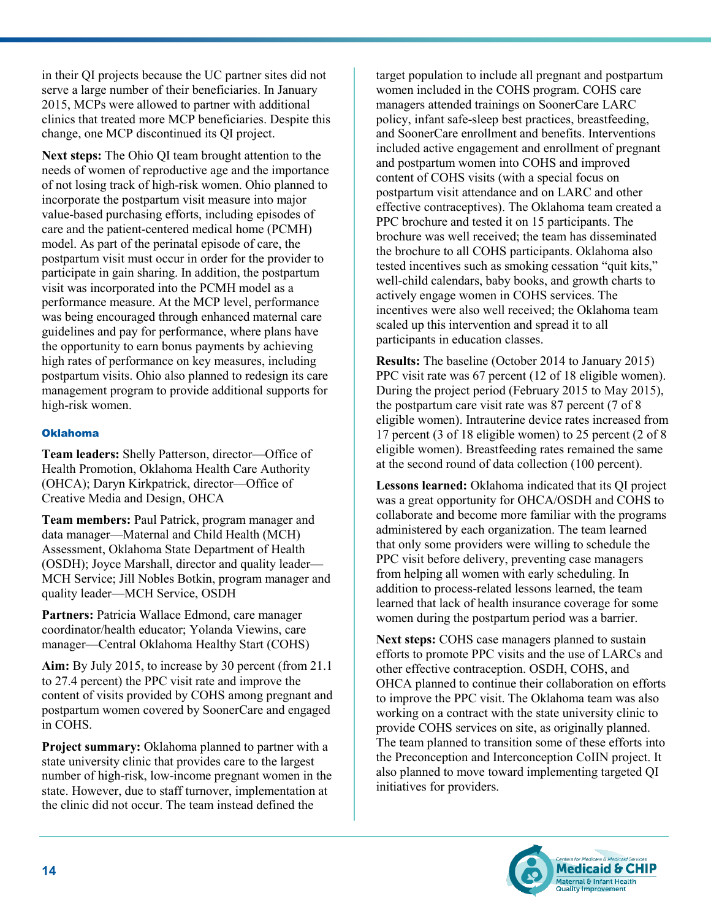in their QI projects because the UC partner sites did not serve a large number of their beneficiaries. In January 2015, MCPs were allowed to partner with additional clinics that treated more MCP beneficiaries. Despite this change, one MCP discontinued its QI project.

**Next steps:** The Ohio QI team brought attention to the needs of women of reproductive age and the importance of not losing track of high-risk women. Ohio planned to incorporate the postpartum visit measure into major value-based purchasing efforts, including episodes of care and the patient-centered medical home (PCMH) model. As part of the perinatal episode of care, the postpartum visit must occur in order for the provider to participate in gain sharing. In addition, the postpartum visit was incorporated into the PCMH model as a performance measure. At the MCP level, performance was being encouraged through enhanced maternal care guidelines and pay for performance, where plans have the opportunity to earn bonus payments by achieving high rates of performance on key measures, including postpartum visits. Ohio also planned to redesign its care management program to provide additional supports for high-risk women.

#### Oklahoma

**Team leaders:** Shelly Patterson, director—Office of Health Promotion, Oklahoma Health Care Authority (OHCA); Daryn Kirkpatrick, director—Office of Creative Media and Design, OHCA

**Team members:** Paul Patrick, program manager and data manager—Maternal and Child Health (MCH) Assessment, Oklahoma State Department of Health (OSDH); Joyce Marshall, director and quality leader—MCH Service; Jill Nobles Botkin, program manager and quality leader—MCH Service, OSDH

**Partners:** Patricia Wallace Edmond, care manager coordinator/health educator; Yolanda Viewins, care manager—Central Oklahoma Healthy Start (COHS)

**Aim:** By July 2015, to increase by 30 percent (from 21.1 to 27.4 percent) the PPC visit rate and improve the content of visits provided by COHS among pregnant and postpartum women covered by SoonerCare and engaged in COHS.

**Project summary:** Oklahoma planned to partner with a state university clinic that provides care to the largest number of high-risk, low-income pregnant women in the state. However, due to staff turnover, implementation at the clinic did not occur. The team instead defined the target population to include all pregnant and postpartum women included in the COHS program. COHS care managers attended trainings on SoonerCare LARC policy, infant safe-sleep best practices, breastfeeding, and SoonerCare enrollment and benefits. Interventions included active engagement and enrollment of pregnant and postpartum women into COHS and improved content of COHS visits (with a special focus on postpartum visit attendance and on LARC and other effective contraceptives). The Oklahoma team created a PPC brochure and tested it on 15 participants. The brochure was well received; the team has disseminated the brochure to all COHS participants. Oklahoma also tested incentives such as smoking cessation "quit kits," well-child calendars, baby books, and growth charts to actively engage women in COHS services. The incentives were also well received; the Oklahoma team scaled up this intervention and spread it to all participants in education classes.

**Results:** The baseline (October 2014 to January 2015) PPC visit rate was 67 percent (12 of 18 eligible women). During the project period (February 2015 to May 2015), the postpartum care visit rate was 87 percent (7 of 8 eligible women). Intrauterine device rates increased from 17 percent (3 of 18 eligible women) to 25 percent (2 of 8 eligible women). Breastfeeding rates remained the same at the second round of data collection (100 percent).

**Lessons learned:** Oklahoma indicated that its QI project was a great opportunity for OHCA/OSDH and COHS to collaborate and become more familiar with the programs administered by each organization. The team learned that only some providers were willing to schedule the PPC visit before delivery, preventing case managers from helping all women with early scheduling. In addition to process-related lessons learned, the team learned that lack of health insurance coverage for some women during the postpartum period was a barrier.

**Next steps:** COHS case managers planned to sustain efforts to promote PPC visits and the use of LARCs and other effective contraception. OSDH, COHS, and OHCA planned to continue their collaboration on efforts to improve the PPC visit. The Oklahoma team was also working on a contract with the state university clinic to provide COHS services on site, as originally planned. The team planned to transition some of these efforts into the Preconception and Interconception CoIIN project. It also planned to move toward implementing targeted QI initiatives for providers.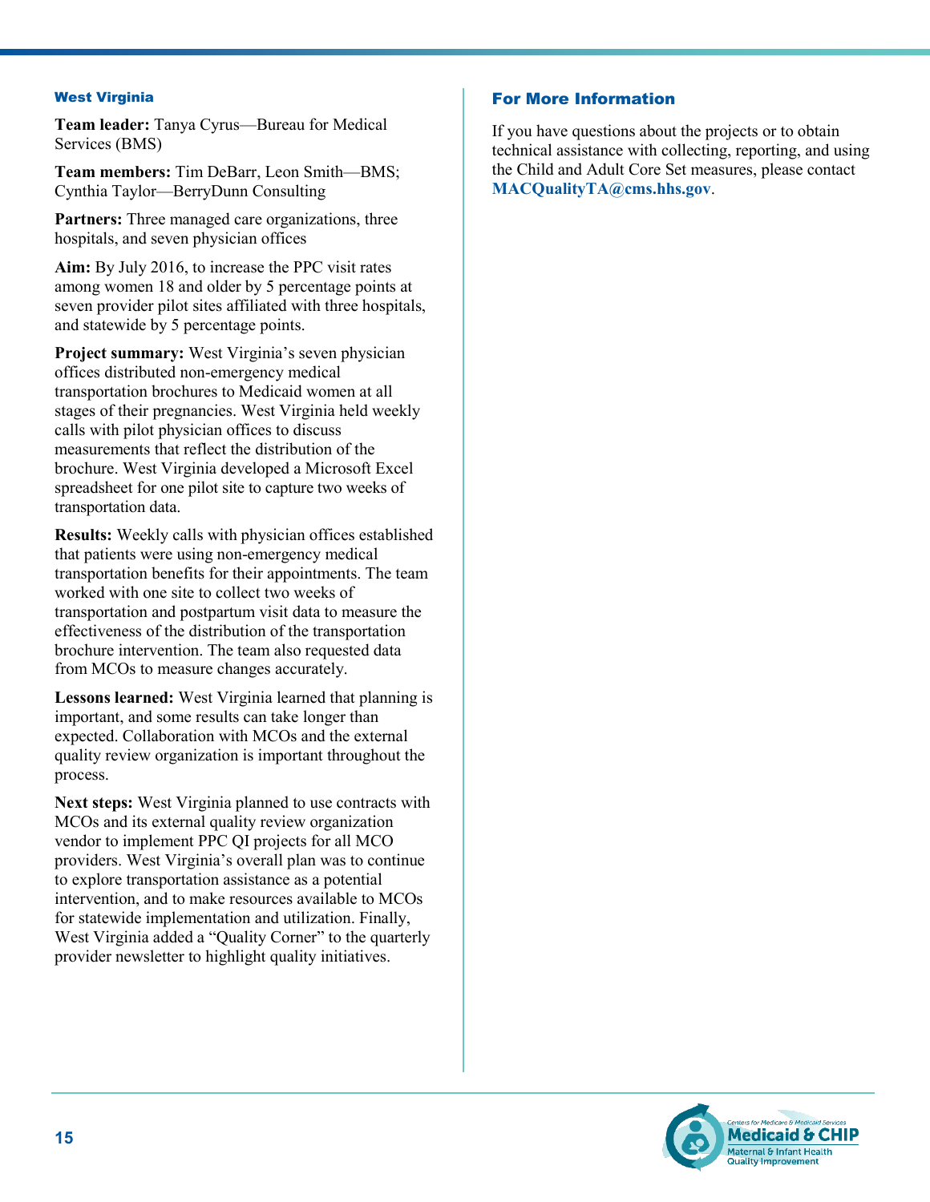### West Virginia

**Team leader:** Tanya Cyrus—Bureau for Medical Services (BMS)

**Team members:** Tim DeBarr, Leon Smith—BMS; Cynthia Taylor—BerryDunn Consulting

**Partners:** Three managed care organizations, three hospitals, and seven physician offices

**Aim:** By July 2016, to increase the PPC visit rates among women 18 and older by 5 percentage points at seven provider pilot sites affiliated with three hospitals, and statewide by 5 percentage points.

**Project summary:** West Virginia's seven physician offices distributed non-emergency medical transportation brochures to Medicaid women at all stages of their pregnancies. West Virginia held weekly calls with pilot physician offices to discuss measurements that reflect the distribution of the brochure. West Virginia developed a Microsoft Excel spreadsheet for one pilot site to capture two weeks of transportation data.

**Results:** Weekly calls with physician offices established that patients were using non-emergency medical transportation benefits for their appointments. The team worked with one site to collect two weeks of transportation and postpartum visit data to measure the effectiveness of the distribution of the transportation brochure intervention. The team also requested data from MCOs to measure changes accurately.

**Lessons learned:** West Virginia learned that planning is important, and some results can take longer than expected. Collaboration with MCOs and the external quality review organization is important throughout the process.

**Next steps:** West Virginia planned to use contracts with MCOs and its external quality review organization vendor to implement PPC QI projects for all MCO providers. West Virginia's overall plan was to continue to explore transportation assistance as a potential intervention, and to make resources available to MCOs for statewide implementation and utilization. Finally, West Virginia added a "Quality Corner" to the quarterly provider newsletter to highlight quality initiatives.

## For More Information

If you have questions about the projects or to obtain technical assistance with collecting, reporting, and using the Child and Adult Core Set measures, please contact **MACQualityTA@cms.hhs.gov**.